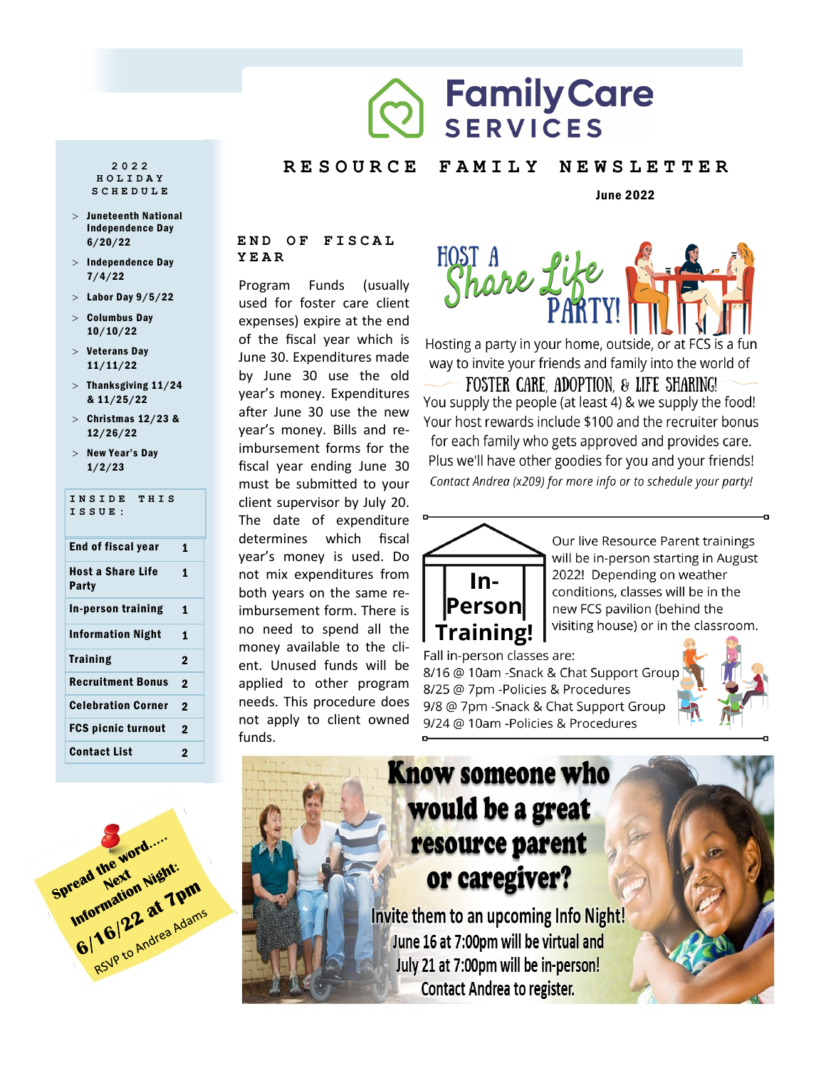# Family Care SERVICES

## RESOURCE FAMILY NEWSLETTER

**June 2022**

### 2022 HOLIDAY SCHEDULE

- **Juneteenth National Independence Day 6/20/22**
- **Independence Day 7/4/22**
- **Labor Day 9/5/22**
- **Columbus Day 10/10/22**
- **Veterans Day 11/11/22**
- **Thanksgiving 11/24 & 11/25/22**
- **Christmas 12/23 & 12/26/22**
- **New Year's Day 1/2/23**

### INSIDE THIS ISSUE:

| | |
|---|---|
| **End of fiscal year** | **1** |
| **Host a Share Life Party** | **1** |
| **In-person training** | **1** |
| **Information Night** | **1** |
| **Training** | **2** |
| **Recruitment Bonus** | **2** |
| **Celebration Corner** | **2** |
| **FCS picnic turnout** | **2** |
| **Contact List** | **2** |

## END OF FISCAL YEAR

Program Funds (usually used for foster care client expenses) expire at the end of the fiscal year which is June 30. Expenditures made by June 30 use the old year's money. Expenditures after June 30 use the new year's money. Bills and re-imbursement forms for the fiscal year ending June 30 must be submitted to your client supervisor by July 20. The date of expenditure determines which fiscal year's money is used. Do not mix expenditures from both years on the same re-imbursement form. There is no need to spend all the money available to the client. Unused funds will be applied to other program needs. This procedure does not apply to client owned funds.

## HOST A Share Life PARTY!

Hosting a party in your home, outside, or at FCS is a fun way to invite your friends and family into the world of

FOSTER CARE, ADOPTION, & LIFE SHARING!

You supply the people (at least 4) & we supply the food! Your host rewards include $100 and the recruiter bonus for each family who gets approved and provides care. Plus we'll have other goodies for you and your friends!

*Contact Andrea (x209) for more info or to schedule your party!*

## In-Person Training!

Our live Resource Parent trainings will be in-person starting in August 2022! Depending on weather conditions, classes will be in the new FCS pavilion (behind the visiting house) or in the classroom.

Fall in-person classes are:

8/16 @ 10am -Snack & Chat Support Group
8/25 @ 7pm -Policies & Procedures
9/8 @ 7pm -Snack & Chat Support Group
9/24 @ 10am -Policies & Procedures

Spread the word..... Next Information Night: 6/16/22 at 7pm
RSVP to Andrea Adams

## Know someone who would be a great resource parent or caregiver?

Invite them to an upcoming Info Night!
June 16 at 7:00pm will be virtual and
July 21 at 7:00pm will be in-person!
Contact Andrea to register.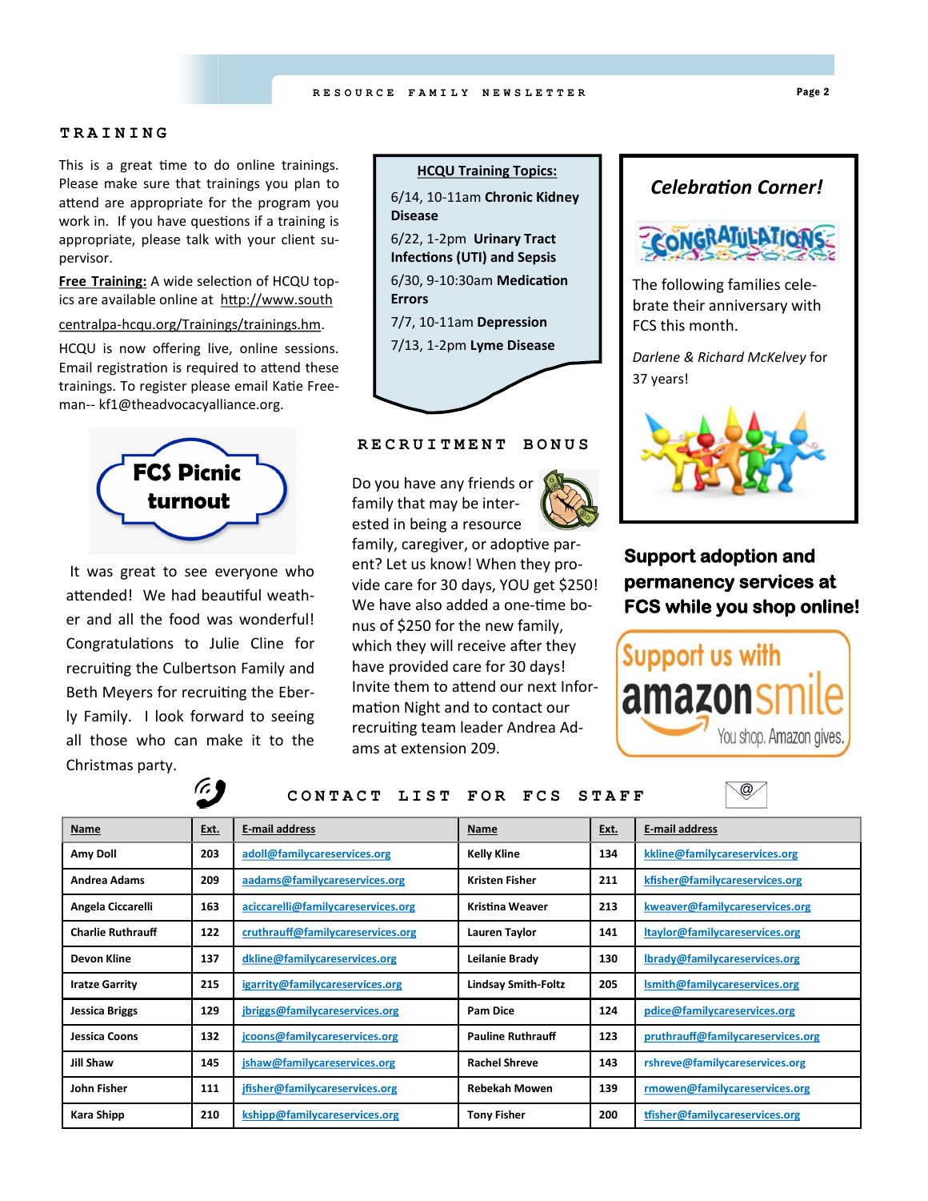## TRAINING

This is a great time to do online trainings. Please make sure that trainings you plan to attend are appropriate for the program you work in. If you have questions if a training is appropriate, please talk with your client supervisor.

**Free Training:** A wide selection of HCQU topics are available online at http://www.southcentralpa-hcqu.org/Trainings/trainings.hm.

HCQU is now offering live, online sessions. Email registration is required to attend these trainings. To register please email Katie Freeman-- kf1@theadvocacyalliance.org.

**HCQU Training Topics:**

6/14, 10-11am **Chronic Kidney Disease**

6/22, 1-2pm **Urinary Tract Infections (UTI) and Sepsis**

6/30, 9-10:30am **Medication Errors**

7/7, 10-11am **Depression**

7/13, 1-2pm **Lyme Disease**

### FCS Picnic turnout

It was great to see everyone who attended! We had beautiful weather and all the food was wonderful! Congratulations to Julie Cline for recruiting the Culbertson Family and Beth Meyers for recruiting the Eberly Family. I look forward to seeing all those who can make it to the Christmas party.

## RECRUITMENT BONUS

Do you have any friends or family that may be interested in being a resource family, caregiver, or adoptive parent? Let us know! When they provide care for 30 days, YOU get $250! We have also added a one-time bonus of $250 for the new family, which they will receive after they have provided care for 30 days! Invite them to attend our next Information Night and to contact our recruiting team leader Andrea Adams at extension 209.

### *Celebration Corner!*

CONGRATULATIONS

The following families celebrate their anniversary with FCS this month.

*Darlene & Richard McKelvey* for 37 years!

### Support adoption and permanency services at FCS while you shop online!

Support us with amazonsmile — You shop. Amazon gives.

## CONTACT LIST FOR FCS STAFF

| Name | Ext. | E-mail address | Name | Ext. | E-mail address |
|---|---|---|---|---|---|
| Amy Doll | 203 | adoll@familycareservices.org | Kelly Kline | 134 | kkline@familycareservices.org |
| Andrea Adams | 209 | aadams@familycareservices.org | Kristen Fisher | 211 | kfisher@familycareservices.org |
| Angela Ciccarelli | 163 | aciccarelli@familycareservices.org | Kristina Weaver | 213 | kweaver@familycareservices.org |
| Charlie Ruthrauff | 122 | cruthrauff@familycareservices.org | Lauren Taylor | 141 | ltaylor@familycareservices.org |
| Devon Kline | 137 | dkline@familycareservices.org | Leilanie Brady | 130 | lbrady@familycareservices.org |
| Iratze Garrity | 215 | igarrity@familycareservices.org | Lindsay Smith-Foltz | 205 | lsmith@familycareservices.org |
| Jessica Briggs | 129 | jbriggs@familycareservices.org | Pam Dice | 124 | pdice@familycareservices.org |
| Jessica Coons | 132 | jcoons@familycareservices.org | Pauline Ruthrauff | 123 | pruthrauff@familycareservices.org |
| Jill Shaw | 145 | jshaw@familycareservices.org | Rachel Shreve | 143 | rshreve@familycareservices.org |
| John Fisher | 111 | jfisher@familycareservices.org | Rebekah Mowen | 139 | rmowen@familycareservices.org |
| Kara Shipp | 210 | kshipp@familycareservices.org | Tony Fisher | 200 | tfisher@familycareservices.org |